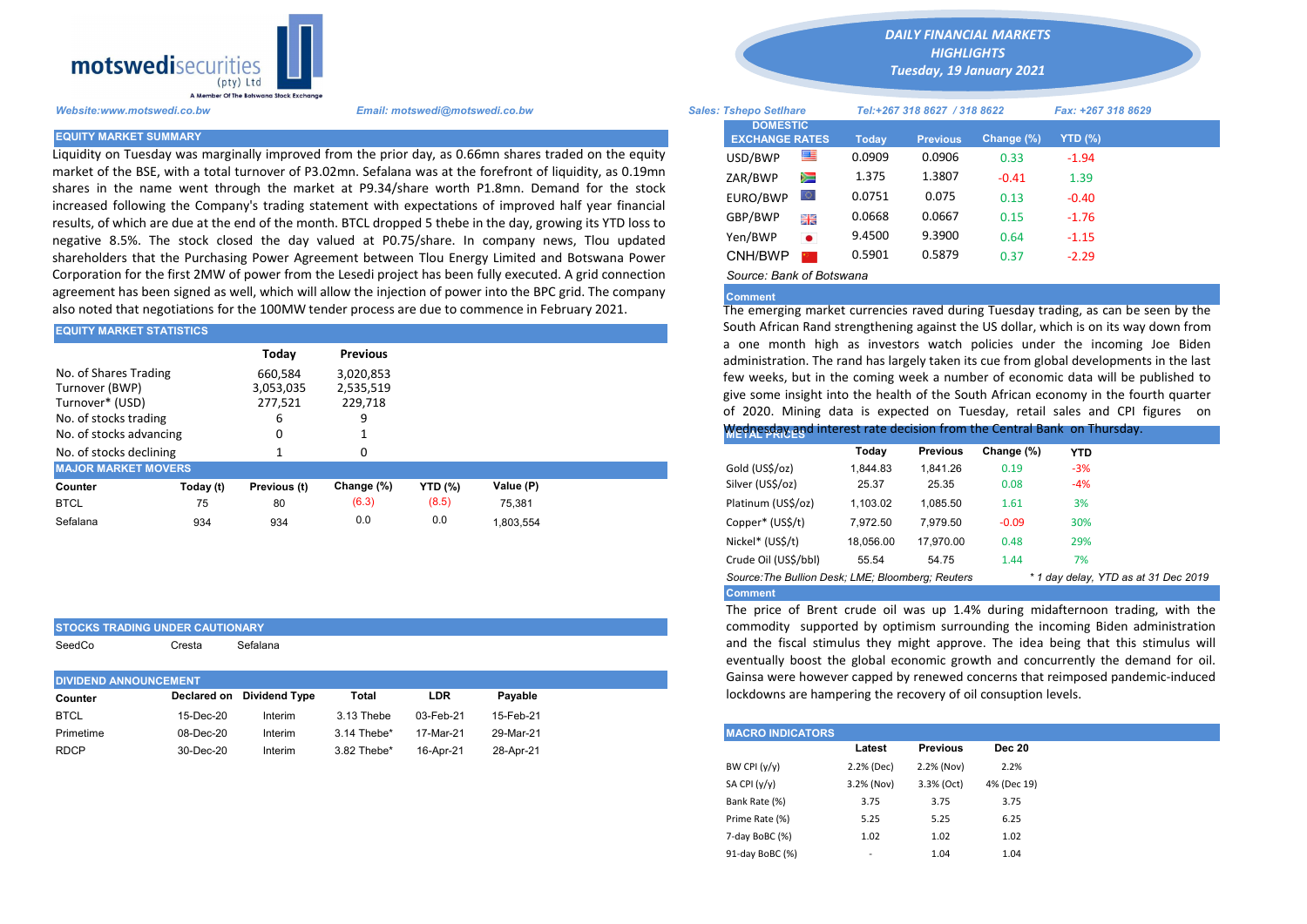motswedisecurities (pty) Ltd
A Member Of The Botswana Stock Exchange

**DAILY FINANCIAL MARKETS HIGHLIGHTS**
**Tuesday, 19 January 2021**

*Website:www.motswedi.co.bw* *Email: motswedi@motswedi.co.bw* *Sales: Tshepo Setlhare* *Tel:+267 318 8627 / 318 8622* *Fax: +267 318 8629*

## EQUITY MARKET SUMMARY

Liquidity on Tuesday was marginally improved from the prior day, as 0.66mn shares traded on the equity market of the BSE, with a total turnover of P3.02mn. Sefalana was at the forefront of liquidity, as 0.19mn shares in the name went through the market at P9.34/share worth P1.8mn. Demand for the stock increased following the Company's trading statement with expectations of improved half year financial results, of which are due at the end of the month. BTCL dropped 5 thebe in the day, growing its YTD loss to negative 8.5%. The stock closed the day valued at P0.75/share. In company news, Tlou updated shareholders that the Purchasing Power Agreement between Tlou Energy Limited and Botswana Power Corporation for the first 2MW of power from the Lesedi project has been fully executed. A grid connection agreement has been signed as well, which will allow the injection of power into the BPC grid. The company also noted that negotiations for the 100MW tender process are due to commence in February 2021.

## EQUITY MARKET STATISTICS

| | Today | Previous |
|---|---|---|
| No. of Shares Trading | 660,584 | 3,020,853 |
| Turnover (BWP) | 3,053,035 | 2,535,519 |
| Turnover* (USD) | 277,521 | 229,718 |
| No. of stocks trading | 6 | 9 |
| No. of stocks advancing | 0 | 1 |
| No. of stocks declining | 1 | 0 |

## MAJOR MARKET MOVERS

| Counter | Today (t) | Previous (t) | Change (%) | YTD (%) | Value (P) |
|---|---|---|---|---|---|
| BTCL | 75 | 80 | (6.3) | (8.5) | 75,381 |
| Sefalana | 934 | 934 | 0.0 | 0.0 | 1,803,554 |

## STOCKS TRADING UNDER CAUTIONARY

SeedCo Cresta Sefalana

## DIVIDEND ANNOUNCEMENT

| Counter | Declared on | Dividend Type | Total | LDR | Payable |
|---|---|---|---|---|---|
| BTCL | 15-Dec-20 | Interim | 3.13 Thebe | 03-Feb-21 | 15-Feb-21 |
| Primetime | 08-Dec-20 | Interim | 3.14 Thebe* | 17-Mar-21 | 29-Mar-21 |
| RDCP | 30-Dec-20 | Interim | 3.82 Thebe* | 16-Apr-21 | 28-Apr-21 |

## DOMESTIC EXCHANGE RATES

| DOMESTIC EXCHANGE RATES | Today | Previous | Change (%) | YTD (%) |
|---|---|---|---|---|
| USD/BWP | 0.0909 | 0.0906 | 0.33 | -1.94 |
| ZAR/BWP | 1.375 | 1.3807 | -0.41 | 1.39 |
| EURO/BWP | 0.0751 | 0.075 | 0.13 | -0.40 |
| GBP/BWP | 0.0668 | 0.0667 | 0.15 | -1.76 |
| Yen/BWP | 9.4500 | 9.3900 | 0.64 | -1.15 |
| CNH/BWP | 0.5901 | 0.5879 | 0.37 | -2.29 |

*Source: Bank of Botswana*

**Comment**

The emerging market currencies raved during Tuesday trading, as can be seen by the South African Rand strengthening against the US dollar, which is on its way down from a one month high as investors watch policies under the incoming Joe Biden administration. The rand has largely taken its cue from global developments in the last few weeks, but in the coming week a number of economic data will be published to give some insight into the health of the South African economy in the fourth quarter of 2020. Mining data is expected on Tuesday, retail sales and CPI figures on Wednesday and interest rate decision from the Central Bank on Thursday.

## METAL PRICES

| | Today | Previous | Change (%) | YTD |
|---|---|---|---|---|
| Gold (US$/oz) | 1,844.83 | 1,841.26 | 0.19 | -3% |
| Silver (US$/oz) | 25.37 | 25.35 | 0.08 | -4% |
| Platinum (US$/oz) | 1,103.02 | 1,085.50 | 1.61 | 3% |
| Copper* (US$/t) | 7,972.50 | 7,979.50 | -0.09 | 30% |
| Nickel* (US$/t) | 18,056.00 | 17,970.00 | 0.48 | 29% |
| Crude Oil (US$/bbl) | 55.54 | 54.75 | 1.44 | 7% |

*Source:The Bullion Desk; LME; Bloomberg; Reuters* *\* 1 day delay, YTD as at 31 Dec 2019*

**Comment**

The price of Brent crude oil was up 1.4% during midafternoon trading, with the commodity supported by optimism surrounding the incoming Biden administration and the fiscal stimulus they might approve. The idea being that this stimulus will eventually boost the global economic growth and concurrently the demand for oil. Gainsa were however capped by renewed concerns that reimposed pandemic-induced lockdowns are hampering the recovery of oil consuption levels.

## MACRO INDICATORS

| | Latest | Previous | Dec 20 |
|---|---|---|---|
| BW CPI (y/y) | 2.2% (Dec) | 2.2% (Nov) | 2.2% |
| SA CPI (y/y) | 3.2% (Nov) | 3.3% (Oct) | 4% (Dec 19) |
| Bank Rate (%) | 3.75 | 3.75 | 3.75 |
| Prime Rate (%) | 5.25 | 5.25 | 6.25 |
| 7-day BoBC (%) | 1.02 | 1.02 | 1.02 |
| 91-day BoBC (%) | - | 1.04 | 1.04 |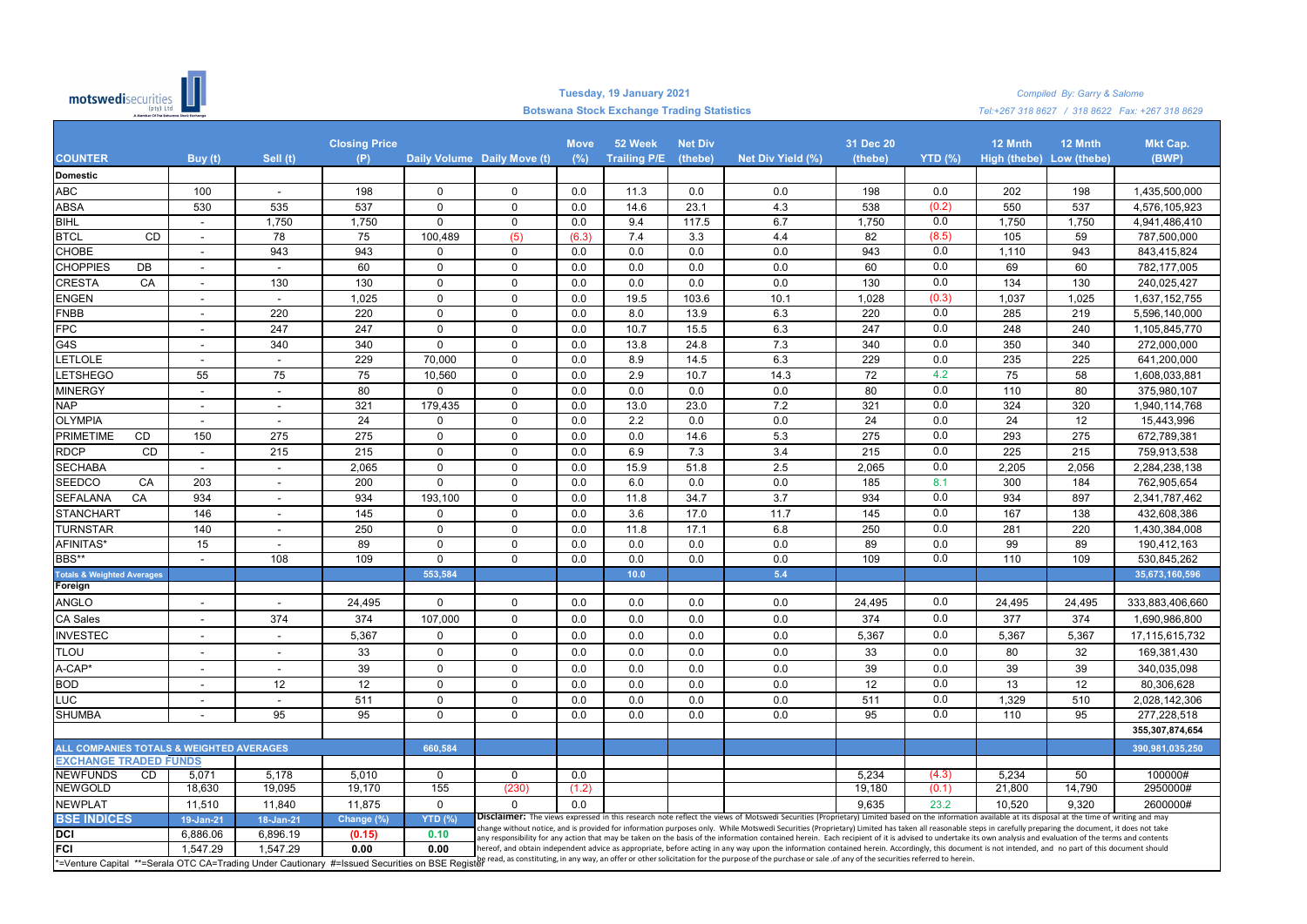**motswedisecurities** (pty) Ltd
A Member Of The Botswana Stock Exchange

**Tuesday, 19 January 2021**

**Botswana Stock Exchange Trading Statistics**

*Compiled By: Garry & Salome*

*Tel:+267 318 8627 / 318 8622 Fax: +267 318 8629*

| COUNTER | | Buy (t) | Sell (t) | Closing Price (P) | Daily Volume | Daily Move (t) | Move (%) | 52 Week Trailing P/E | Net Div (thebe) | Net Div Yield (%) | 31 Dec 20 (thebe) | YTD (%) | 12 Mnth High (thebe) | 12 Mnth Low (thebe) | Mkt Cap. (BWP) |
|---|---|---|---|---|---|---|---|---|---|---|---|---|---|---|---|
| **Domestic** | | | | | | | | | | | | | | | |
| ABC | | 100 | - | 198 | 0 | 0 | 0.0 | 11.3 | 0.0 | 0.0 | 198 | 0.0 | 202 | 198 | 1,435,500,000 |
| ABSA | | 530 | 535 | 537 | 0 | 0 | 0.0 | 14.6 | 23.1 | 4.3 | 538 | (0.2) | 550 | 537 | 4,576,105,923 |
| BIHL | | - | 1,750 | 1,750 | 0 | 0 | 0.0 | 9.4 | 117.5 | 6.7 | 1,750 | 0.0 | 1,750 | 1,750 | 4,941,486,410 |
| BTCL | CD | - | 78 | 75 | 100,489 | (5) | (6.3) | 7.4 | 3.3 | 4.4 | 82 | (8.5) | 105 | 59 | 787,500,000 |
| CHOBE | | - | 943 | 943 | 0 | 0 | 0.0 | 0.0 | 0.0 | 0.0 | 943 | 0.0 | 1,110 | 943 | 843,415,824 |
| CHOPPIES | DB | - | - | 60 | 0 | 0 | 0.0 | 0.0 | 0.0 | 0.0 | 60 | 0.0 | 69 | 60 | 782,177,005 |
| CRESTA | CA | - | 130 | 130 | 0 | 0 | 0.0 | 0.0 | 0.0 | 0.0 | 130 | 0.0 | 134 | 130 | 240,025,427 |
| ENGEN | | - | - | 1,025 | 0 | 0 | 0.0 | 19.5 | 103.6 | 10.1 | 1,028 | (0.3) | 1,037 | 1,025 | 1,637,152,755 |
| FNBB | | - | 220 | 220 | 0 | 0 | 0.0 | 8.0 | 13.9 | 6.3 | 220 | 0.0 | 285 | 219 | 5,596,140,000 |
| FPC | | - | 247 | 247 | 0 | 0 | 0.0 | 10.7 | 15.5 | 6.3 | 247 | 0.0 | 248 | 240 | 1,105,845,770 |
| G4S | | - | 340 | 340 | 0 | 0 | 0.0 | 13.8 | 24.8 | 7.3 | 340 | 0.0 | 350 | 340 | 272,000,000 |
| LETLOLE | | - | - | 229 | 70,000 | 0 | 0.0 | 8.9 | 14.5 | 6.3 | 229 | 0.0 | 235 | 225 | 641,200,000 |
| LETSHEGO | | 55 | 75 | 75 | 10,560 | 0 | 0.0 | 2.9 | 10.7 | 14.3 | 72 | 4.2 | 75 | 58 | 1,608,033,881 |
| MINERGY | | - | - | 80 | 0 | 0 | 0.0 | 0.0 | 0.0 | 0.0 | 80 | 0.0 | 110 | 80 | 375,980,107 |
| NAP | | - | - | 321 | 179,435 | 0 | 0.0 | 13.0 | 23.0 | 7.2 | 321 | 0.0 | 324 | 320 | 1,940,114,768 |
| OLYMPIA | | - | - | 24 | 0 | 0 | 0.0 | 2.2 | 0.0 | 0.0 | 24 | 0.0 | 24 | 12 | 15,443,996 |
| PRIMETIME | CD | 150 | 275 | 275 | 0 | 0 | 0.0 | 0.0 | 14.6 | 5.3 | 275 | 0.0 | 293 | 275 | 672,789,381 |
| RDCP | CD | - | 215 | 215 | 0 | 0 | 0.0 | 6.9 | 7.3 | 3.4 | 215 | 0.0 | 225 | 215 | 759,913,538 |
| SECHABA | | - | - | 2,065 | 0 | 0 | 0.0 | 15.9 | 51.8 | 2.5 | 2,065 | 0.0 | 2,205 | 2,056 | 2,284,238,138 |
| SEEDCO | CA | 203 | - | 200 | 0 | 0 | 0.0 | 6.0 | 0.0 | 0.0 | 185 | 8.1 | 300 | 184 | 762,905,654 |
| SEFALANA | CA | 934 | - | 934 | 193,100 | 0 | 0.0 | 11.8 | 34.7 | 3.7 | 934 | 0.0 | 934 | 897 | 2,341,787,462 |
| STANCHART | | 146 | - | 145 | 0 | 0 | 0.0 | 3.6 | 17.0 | 11.7 | 145 | 0.0 | 167 | 138 | 432,608,386 |
| TURNSTAR | | 140 | - | 250 | 0 | 0 | 0.0 | 11.8 | 17.1 | 6.8 | 250 | 0.0 | 281 | 220 | 1,430,384,008 |
| AFINITAS* | | 15 | - | 89 | 0 | 0 | 0.0 | 0.0 | 0.0 | 0.0 | 89 | 0.0 | 99 | 89 | 190,412,163 |
| BBS** | | - | 108 | 109 | 0 | 0 | 0.0 | 0.0 | 0.0 | 0.0 | 109 | 0.0 | 110 | 109 | 530,845,262 |
| **Totals & Weighted Averages** | | | | | **553,584** | | | **10.0** | | **5.4** | | | | | **35,673,160,596** |
| **Foreign** | | | | | | | | | | | | | | | |
| ANGLO | | - | - | 24,495 | 0 | 0 | 0.0 | 0.0 | 0.0 | 0.0 | 24,495 | 0.0 | 24,495 | 24,495 | 333,883,406,660 |
| CA Sales | | - | 374 | 374 | 107,000 | 0 | 0.0 | 0.0 | 0.0 | 0.0 | 374 | 0.0 | 377 | 374 | 1,690,986,800 |
| INVESTEC | | - | - | 5,367 | 0 | 0 | 0.0 | 0.0 | 0.0 | 0.0 | 5,367 | 0.0 | 5,367 | 5,367 | 17,115,615,732 |
| TLOU | | - | - | 33 | 0 | 0 | 0.0 | 0.0 | 0.0 | 0.0 | 33 | 0.0 | 80 | 32 | 169,381,430 |
| A-CAP* | | - | - | 39 | 0 | 0 | 0.0 | 0.0 | 0.0 | 0.0 | 39 | 0.0 | 39 | 39 | 340,035,098 |
| BOD | | - | 12 | 12 | 0 | 0 | 0.0 | 0.0 | 0.0 | 0.0 | 12 | 0.0 | 13 | 12 | 80,306,628 |
| LUC | | - | - | 511 | 0 | 0 | 0.0 | 0.0 | 0.0 | 0.0 | 511 | 0.0 | 1,329 | 510 | 2,028,142,306 |
| SHUMBA | | - | 95 | 95 | 0 | 0 | 0.0 | 0.0 | 0.0 | 0.0 | 95 | 0.0 | 110 | 95 | 277,228,518 |
| | | | | | | | | | | | | | | | **355,307,874,654** |
| **ALL COMPANIES TOTALS & WEIGHTED AVERAGES** | | | | | **660,584** | | | | | | | | | | **390,981,035,250** |
| **EXCHANGE TRADED FUNDS** | | | | | | | | | | | | | | | |
| NEWFUNDS | CD | 5,071 | 5,178 | 5,010 | 0 | 0 | 0.0 | | | | 5,234 | (4.3) | 5,234 | 50 | 100000# |
| NEWGOLD | | 18,630 | 19,095 | 19,170 | 155 | (230) | (1.2) | | | | 19,180 | (0.1) | 21,800 | 14,790 | 2950000# |
| NEWPLAT | | 11,510 | 11,840 | 11,875 | 0 | 0 | 0.0 | | | | 9,635 | 23.2 | 10,520 | 9,320 | 2600000# |

| BSE INDICES | 19-Jan-21 | 18-Jan-21 | Change (%) | YTD (%) |
|---|---|---|---|---|
| DCI | 6,886.06 | 6,896.19 | (0.15) | 0.10 |
| FCI | 1,547.29 | 1,547.29 | 0.00 | 0.00 |

*=Venture Capital **=Serala OTC CA=Trading Under Cautionary #=Issued Securities on BSE Register

**Disclaimer:** The views expressed in this research note reflect the views of Motswedi Securities (Proprietary) Limited based on the information available at its disposal at the time of writing and may change without notice, and is provided for information purposes only. While Motswedi Securities (Proprietary) Limited has taken all reasonable steps in carefully preparing the document, it does not take any responsibility for any action that may be taken on the basis of the information contained herein. Each recipient of it is advised to undertake its own analysis and evaluation of the terms and contents hereof, and obtain independent advice as appropriate, before acting in any way upon the information contained herein. Accordingly, this document is not intended, and no part of this document should be read, as constituting, in any way, an offer or other solicitation for the purpose of the purchase or sale .of any of the securities referred to herein.